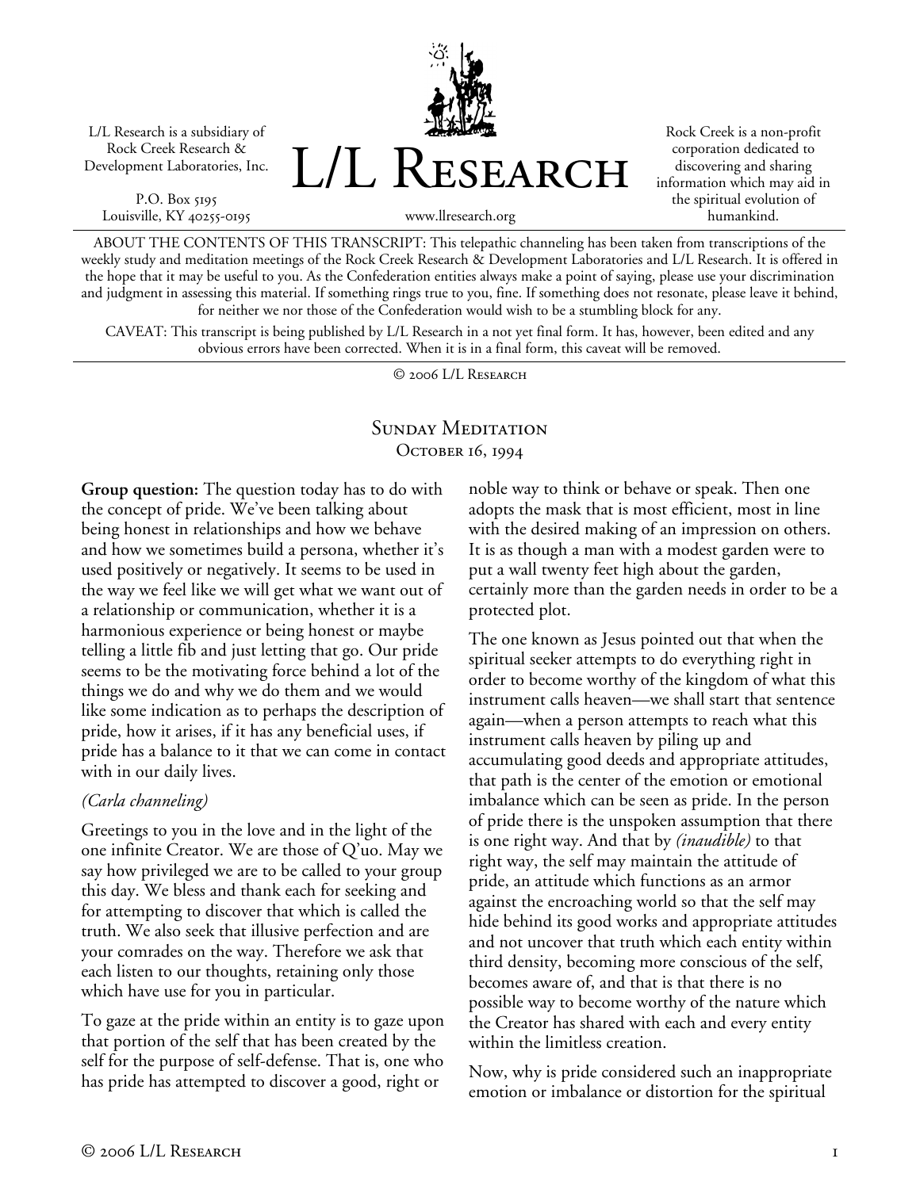L/L Research is a subsidiary of Rock Creek Research & Development Laboratories, Inc.

P.O. Box 5195
Louisville, KY 40255-0195

# L/L Research

www.llresearch.org

Rock Creek is a non-profit corporation dedicated to discovering and sharing information which may aid in the spiritual evolution of humankind.

ABOUT THE CONTENTS OF THIS TRANSCRIPT: This telepathic channeling has been taken from transcriptions of the weekly study and meditation meetings of the Rock Creek Research & Development Laboratories and L/L Research. It is offered in the hope that it may be useful to you. As the Confederation entities always make a point of saying, please use your discrimination and judgment in assessing this material. If something rings true to you, fine. If something does not resonate, please leave it behind, for neither we nor those of the Confederation would wish to be a stumbling block for any.

CAVEAT: This transcript is being published by L/L Research in a not yet final form. It has, however, been edited and any obvious errors have been corrected. When it is in a final form, this caveat will be removed.

© 2006 L/L Research

## Sunday Meditation
## October 16, 1994

**Group question:** The question today has to do with the concept of pride. We've been talking about being honest in relationships and how we behave and how we sometimes build a persona, whether it's used positively or negatively. It seems to be used in the way we feel like we will get what we want out of a relationship or communication, whether it is a harmonious experience or being honest or maybe telling a little fib and just letting that go. Our pride seems to be the motivating force behind a lot of the things we do and why we do them and we would like some indication as to perhaps the description of pride, how it arises, if it has any beneficial uses, if pride has a balance to it that we can come in contact with in our daily lives.

*(Carla channeling)*

Greetings to you in the love and in the light of the one infinite Creator. We are those of Q'uo. May we say how privileged we are to be called to your group this day. We bless and thank each for seeking and for attempting to discover that which is called the truth. We also seek that illusive perfection and are your comrades on the way. Therefore we ask that each listen to our thoughts, retaining only those which have use for you in particular.

To gaze at the pride within an entity is to gaze upon that portion of the self that has been created by the self for the purpose of self-defense. That is, one who has pride has attempted to discover a good, right or noble way to think or behave or speak. Then one adopts the mask that is most efficient, most in line with the desired making of an impression on others. It is as though a man with a modest garden were to put a wall twenty feet high about the garden, certainly more than the garden needs in order to be a protected plot.

The one known as Jesus pointed out that when the spiritual seeker attempts to do everything right in order to become worthy of the kingdom of what this instrument calls heaven—we shall start that sentence again—when a person attempts to reach what this instrument calls heaven by piling up and accumulating good deeds and appropriate attitudes, that path is the center of the emotion or emotional imbalance which can be seen as pride. In the person of pride there is the unspoken assumption that there is one right way. And that by *(inaudible)* to that right way, the self may maintain the attitude of pride, an attitude which functions as an armor against the encroaching world so that the self may hide behind its good works and appropriate attitudes and not uncover that truth which each entity within third density, becoming more conscious of the self, becomes aware of, and that is that there is no possible way to become worthy of the nature which the Creator has shared with each and every entity within the limitless creation.

Now, why is pride considered such an inappropriate emotion or imbalance or distortion for the spiritual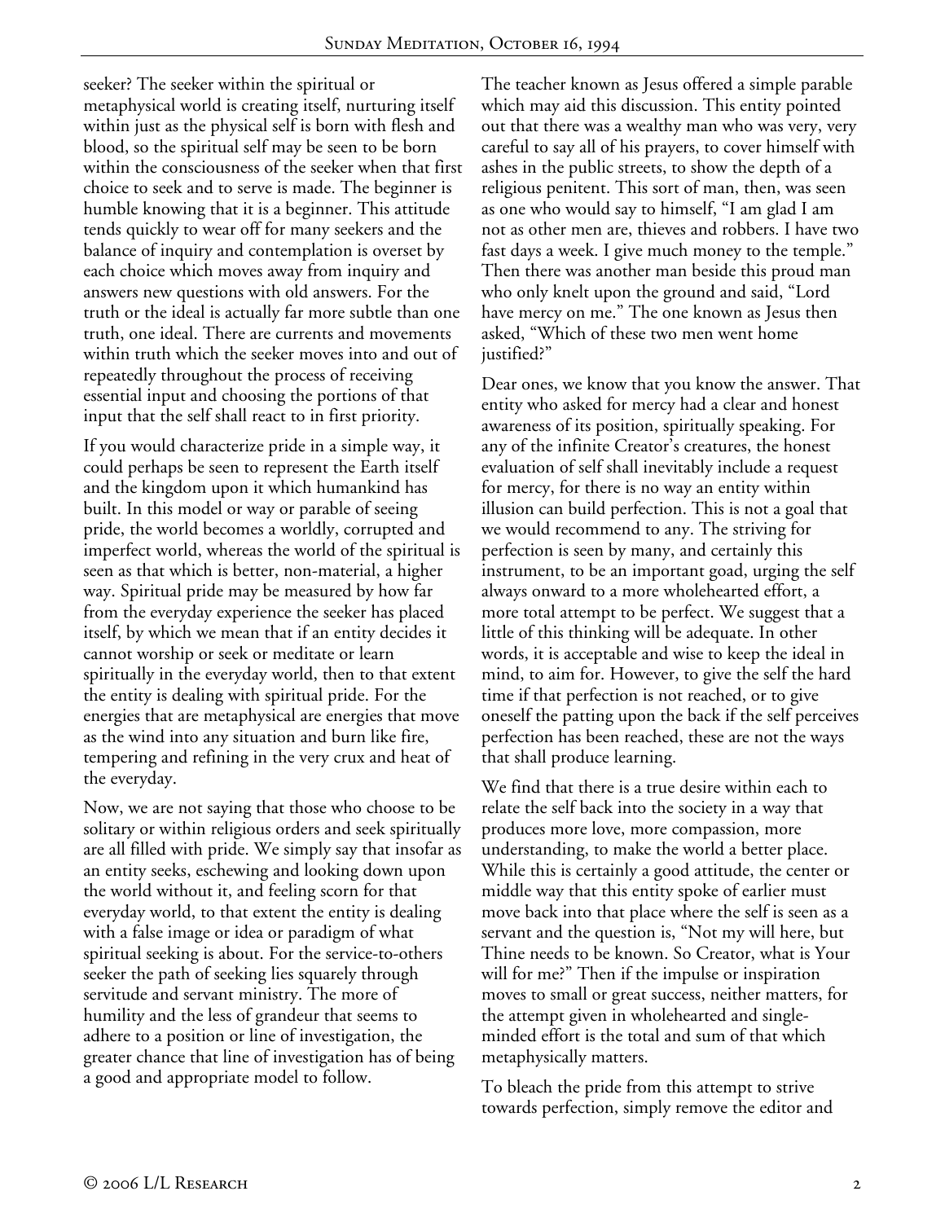seeker? The seeker within the spiritual or metaphysical world is creating itself, nurturing itself within just as the physical self is born with flesh and blood, so the spiritual self may be seen to be born within the consciousness of the seeker when that first choice to seek and to serve is made. The beginner is humble knowing that it is a beginner. This attitude tends quickly to wear off for many seekers and the balance of inquiry and contemplation is overset by each choice which moves away from inquiry and answers new questions with old answers. For the truth or the ideal is actually far more subtle than one truth, one ideal. There are currents and movements within truth which the seeker moves into and out of repeatedly throughout the process of receiving essential input and choosing the portions of that input that the self shall react to in first priority.

If you would characterize pride in a simple way, it could perhaps be seen to represent the Earth itself and the kingdom upon it which humankind has built. In this model or way or parable of seeing pride, the world becomes a worldly, corrupted and imperfect world, whereas the world of the spiritual is seen as that which is better, non-material, a higher way. Spiritual pride may be measured by how far from the everyday experience the seeker has placed itself, by which we mean that if an entity decides it cannot worship or seek or meditate or learn spiritually in the everyday world, then to that extent the entity is dealing with spiritual pride. For the energies that are metaphysical are energies that move as the wind into any situation and burn like fire, tempering and refining in the very crux and heat of the everyday.

Now, we are not saying that those who choose to be solitary or within religious orders and seek spiritually are all filled with pride. We simply say that insofar as an entity seeks, eschewing and looking down upon the world without it, and feeling scorn for that everyday world, to that extent the entity is dealing with a false image or idea or paradigm of what spiritual seeking is about. For the service-to-others seeker the path of seeking lies squarely through servitude and servant ministry. The more of humility and the less of grandeur that seems to adhere to a position or line of investigation, the greater chance that line of investigation has of being a good and appropriate model to follow.

The teacher known as Jesus offered a simple parable which may aid this discussion. This entity pointed out that there was a wealthy man who was very, very careful to say all of his prayers, to cover himself with ashes in the public streets, to show the depth of a religious penitent. This sort of man, then, was seen as one who would say to himself, "I am glad I am not as other men are, thieves and robbers. I have two fast days a week. I give much money to the temple." Then there was another man beside this proud man who only knelt upon the ground and said, "Lord have mercy on me." The one known as Jesus then asked, "Which of these two men went home justified?"

Dear ones, we know that you know the answer. That entity who asked for mercy had a clear and honest awareness of its position, spiritually speaking. For any of the infinite Creator's creatures, the honest evaluation of self shall inevitably include a request for mercy, for there is no way an entity within illusion can build perfection. This is not a goal that we would recommend to any. The striving for perfection is seen by many, and certainly this instrument, to be an important goad, urging the self always onward to a more wholehearted effort, a more total attempt to be perfect. We suggest that a little of this thinking will be adequate. In other words, it is acceptable and wise to keep the ideal in mind, to aim for. However, to give the self the hard time if that perfection is not reached, or to give oneself the patting upon the back if the self perceives perfection has been reached, these are not the ways that shall produce learning.

We find that there is a true desire within each to relate the self back into the society in a way that produces more love, more compassion, more understanding, to make the world a better place. While this is certainly a good attitude, the center or middle way that this entity spoke of earlier must move back into that place where the self is seen as a servant and the question is, "Not my will here, but Thine needs to be known. So Creator, what is Your will for me?" Then if the impulse or inspiration moves to small or great success, neither matters, for the attempt given in wholehearted and single-minded effort is the total and sum of that which metaphysically matters.

To bleach the pride from this attempt to strive towards perfection, simply remove the editor and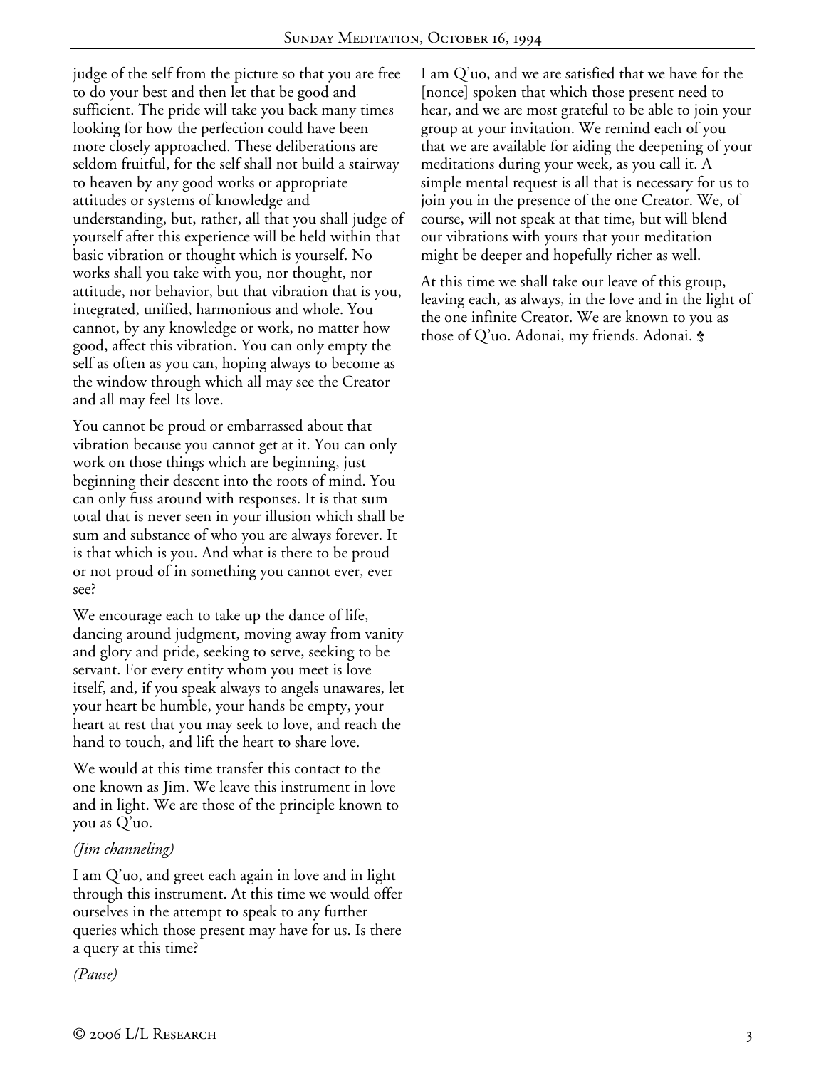judge of the self from the picture so that you are free to do your best and then let that be good and sufficient. The pride will take you back many times looking for how the perfection could have been more closely approached. These deliberations are seldom fruitful, for the self shall not build a stairway to heaven by any good works or appropriate attitudes or systems of knowledge and understanding, but, rather, all that you shall judge of yourself after this experience will be held within that basic vibration or thought which is yourself. No works shall you take with you, nor thought, nor attitude, nor behavior, but that vibration that is you, integrated, unified, harmonious and whole. You cannot, by any knowledge or work, no matter how good, affect this vibration. You can only empty the self as often as you can, hoping always to become as the window through which all may see the Creator and all may feel Its love.

You cannot be proud or embarrassed about that vibration because you cannot get at it. You can only work on those things which are beginning, just beginning their descent into the roots of mind. You can only fuss around with responses. It is that sum total that is never seen in your illusion which shall be sum and substance of who you are always forever. It is that which is you. And what is there to be proud or not proud of in something you cannot ever, ever see?

We encourage each to take up the dance of life, dancing around judgment, moving away from vanity and glory and pride, seeking to serve, seeking to be servant. For every entity whom you meet is love itself, and, if you speak always to angels unawares, let your heart be humble, your hands be empty, your heart at rest that you may seek to love, and reach the hand to touch, and lift the heart to share love.

We would at this time transfer this contact to the one known as Jim. We leave this instrument in love and in light. We are those of the principle known to you as Q'uo.

*(Jim channeling)*

I am Q'uo, and greet each again in love and in light through this instrument. At this time we would offer ourselves in the attempt to speak to any further queries which those present may have for us. Is there a query at this time?

*(Pause)*

I am Q'uo, and we are satisfied that we have for the [nonce] spoken that which those present need to hear, and we are most grateful to be able to join your group at your invitation. We remind each of you that we are available for aiding the deepening of your meditations during your week, as you call it. A simple mental request is all that is necessary for us to join you in the presence of the one Creator. We, of course, will not speak at that time, but will blend our vibrations with yours that your meditation might be deeper and hopefully richer as well.

At this time we shall take our leave of this group, leaving each, as always, in the love and in the light of the one infinite Creator. We are known to you as those of Q'uo. Adonai, my friends. Adonai.